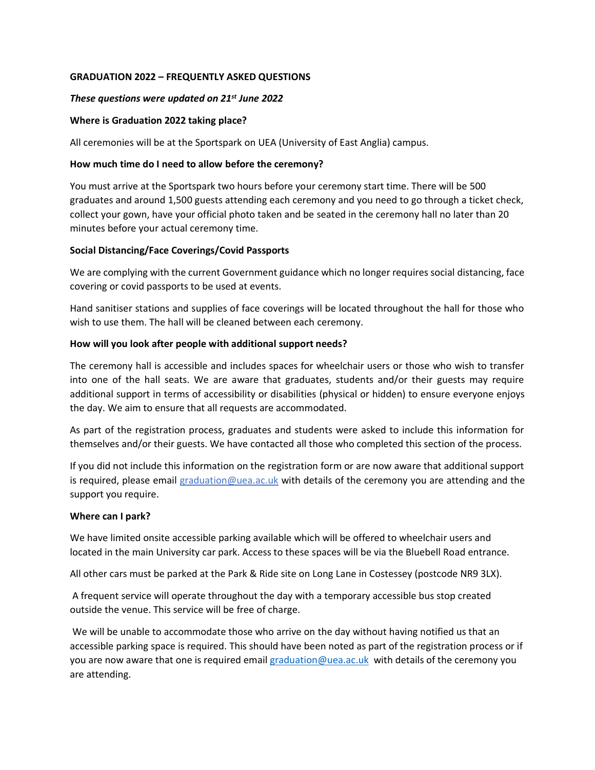# GRADUATION 2022 – FREQUENTLY ASKED QUESTIONS

***These questions were updated on 21st June 2022***

### Where is Graduation 2022 taking place?

All ceremonies will be at the Sportspark on UEA (University of East Anglia) campus.

### How much time do I need to allow before the ceremony?

You must arrive at the Sportspark two hours before your ceremony start time. There will be 500 graduates and around 1,500 guests attending each ceremony and you need to go through a ticket check, collect your gown, have your official photo taken and be seated in the ceremony hall no later than 20 minutes before your actual ceremony time.

### Social Distancing/Face Coverings/Covid Passports

We are complying with the current Government guidance which no longer requires social distancing, face covering or covid passports to be used at events.

Hand sanitiser stations and supplies of face coverings will be located throughout the hall for those who wish to use them. The hall will be cleaned between each ceremony.

### How will you look after people with additional support needs?

The ceremony hall is accessible and includes spaces for wheelchair users or those who wish to transfer into one of the hall seats. We are aware that graduates, students and/or their guests may require additional support in terms of accessibility or disabilities (physical or hidden) to ensure everyone enjoys the day. We aim to ensure that all requests are accommodated.

As part of the registration process, graduates and students were asked to include this information for themselves and/or their guests. We have contacted all those who completed this section of the process.

If you did not include this information on the registration form or are now aware that additional support is required, please email graduation@uea.ac.uk with details of the ceremony you are attending and the support you require.

### Where can I park?

We have limited onsite accessible parking available which will be offered to wheelchair users and located in the main University car park. Access to these spaces will be via the Bluebell Road entrance.

All other cars must be parked at the Park & Ride site on Long Lane in Costessey (postcode NR9 3LX).

A frequent service will operate throughout the day with a temporary accessible bus stop created outside the venue. This service will be free of charge.

We will be unable to accommodate those who arrive on the day without having notified us that an accessible parking space is required. This should have been noted as part of the registration process or if you are now aware that one is required email graduation@uea.ac.uk with details of the ceremony you are attending.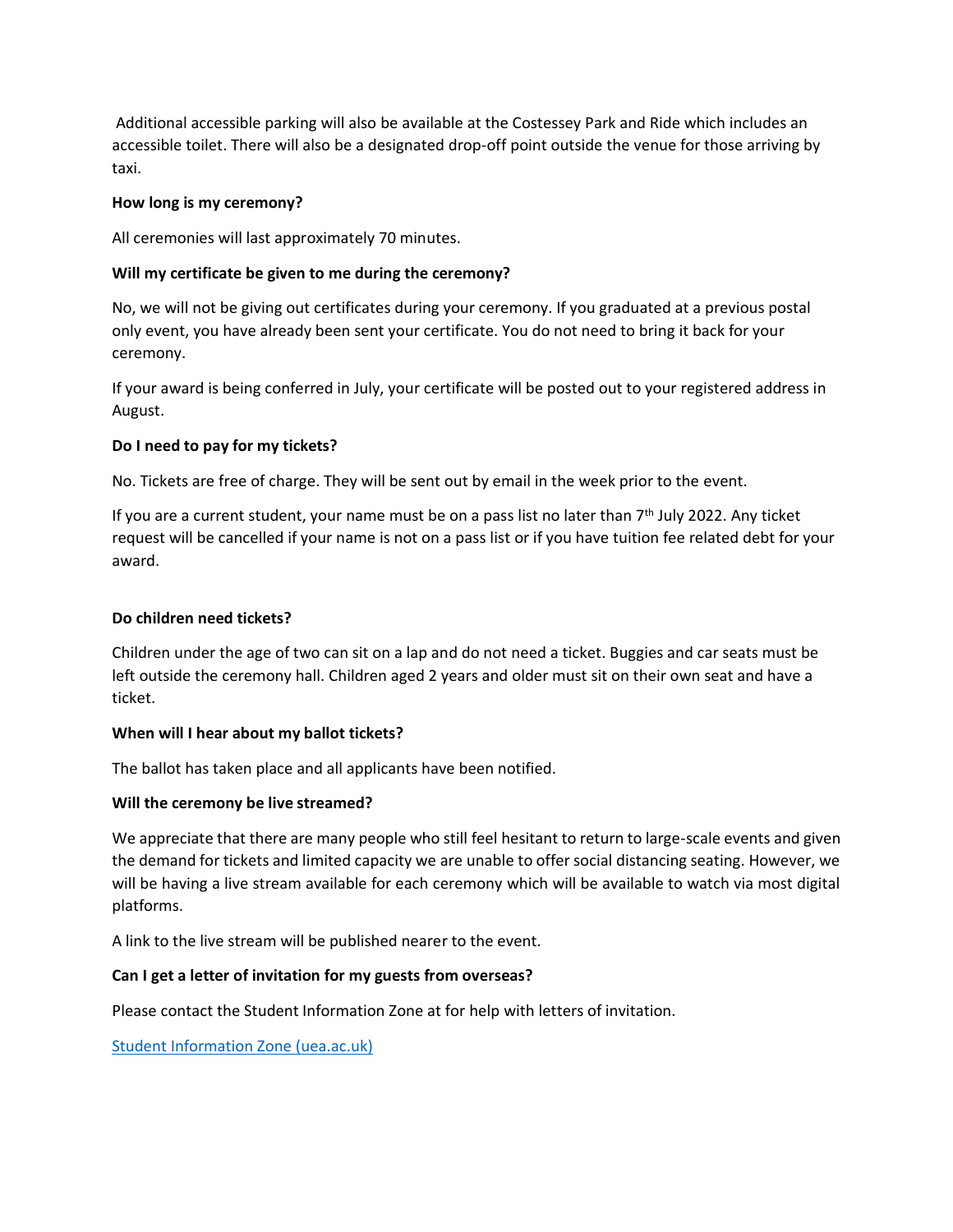Additional accessible parking will also be available at the Costessey Park and Ride which includes an accessible toilet. There will also be a designated drop-off point outside the venue for those arriving by taxi.

**How long is my ceremony?**

All ceremonies will last approximately 70 minutes.

**Will my certificate be given to me during the ceremony?**

No, we will not be giving out certificates during your ceremony. If you graduated at a previous postal only event, you have already been sent your certificate. You do not need to bring it back for your ceremony.

If your award is being conferred in July, your certificate will be posted out to your registered address in August.

**Do I need to pay for my tickets?**

No. Tickets are free of charge. They will be sent out by email in the week prior to the event.

If you are a current student, your name must be on a pass list no later than 7th July 2022. Any ticket request will be cancelled if your name is not on a pass list or if you have tuition fee related debt for your award.

**Do children need tickets?**

Children under the age of two can sit on a lap and do not need a ticket. Buggies and car seats must be left outside the ceremony hall. Children aged 2 years and older must sit on their own seat and have a ticket.

**When will I hear about my ballot tickets?**

The ballot has taken place and all applicants have been notified.

**Will the ceremony be live streamed?**

We appreciate that there are many people who still feel hesitant to return to large-scale events and given the demand for tickets and limited capacity we are unable to offer social distancing seating. However, we will be having a live stream available for each ceremony which will be available to watch via most digital platforms.

A link to the live stream will be published nearer to the event.

**Can I get a letter of invitation for my guests from overseas?**

Please contact the Student Information Zone at for help with letters of invitation.

[Student Information Zone (uea.ac.uk)]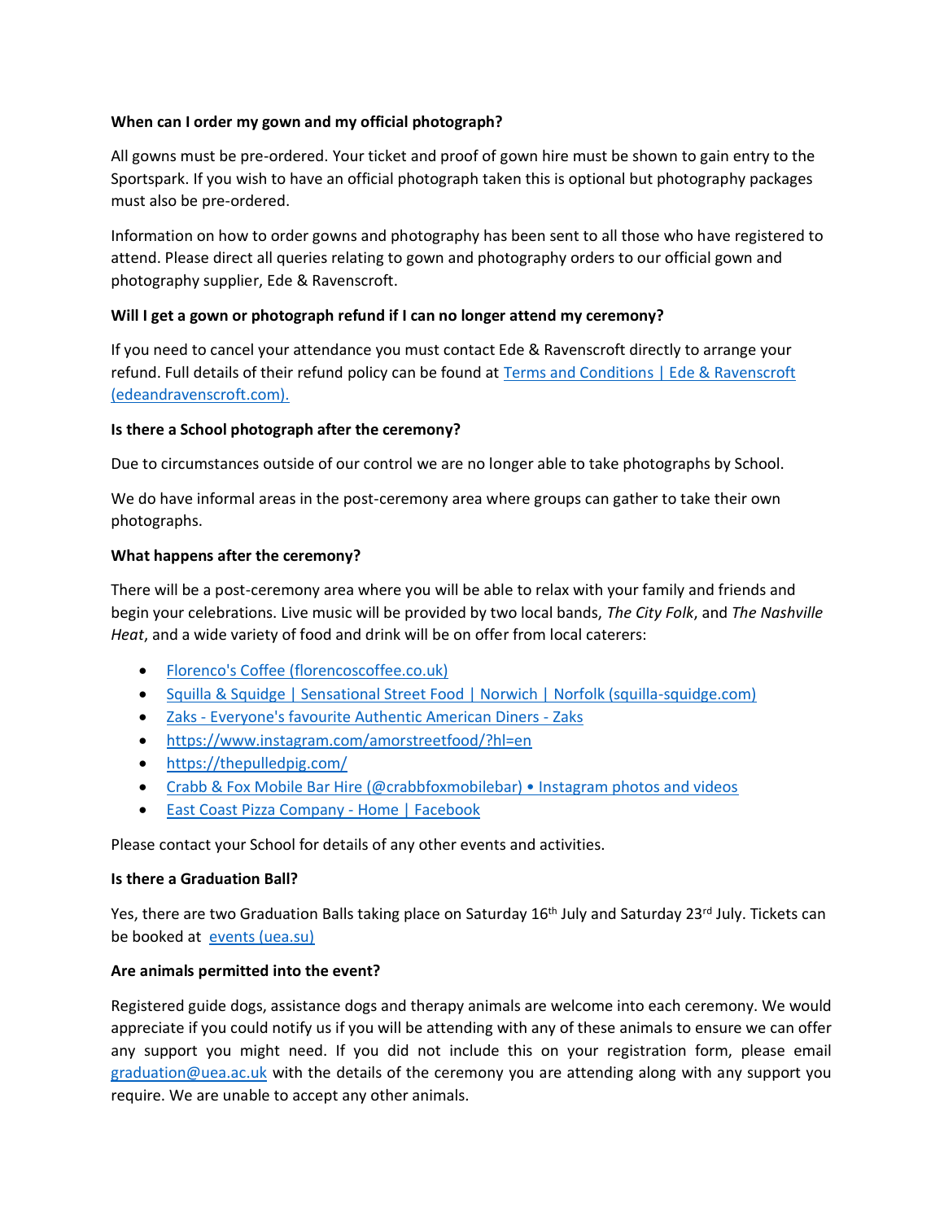**When can I order my gown and my official photograph?**

All gowns must be pre-ordered. Your ticket and proof of gown hire must be shown to gain entry to the Sportspark. If you wish to have an official photograph taken this is optional but photography packages must also be pre-ordered.

Information on how to order gowns and photography has been sent to all those who have registered to attend. Please direct all queries relating to gown and photography orders to our official gown and photography supplier, Ede & Ravenscroft.

**Will I get a gown or photograph refund if I can no longer attend my ceremony?**

If you need to cancel your attendance you must contact Ede & Ravenscroft directly to arrange your refund. Full details of their refund policy can be found at Terms and Conditions | Ede & Ravenscroft (edeandravenscroft.com).

**Is there a School photograph after the ceremony?**

Due to circumstances outside of our control we are no longer able to take photographs by School.

We do have informal areas in the post-ceremony area where groups can gather to take their own photographs.

**What happens after the ceremony?**

There will be a post-ceremony area where you will be able to relax with your family and friends and begin your celebrations. Live music will be provided by two local bands, *The City Folk*, and *The Nashville Heat*, and a wide variety of food and drink will be on offer from local caterers:

- Florenco's Coffee (florencoscoffee.co.uk)
- Squilla & Squidge | Sensational Street Food | Norwich | Norfolk (squilla-squidge.com)
- Zaks - Everyone's favourite Authentic American Diners - Zaks
- https://www.instagram.com/amorstreetfood/?hl=en
- https://thepulledpig.com/
- Crabb & Fox Mobile Bar Hire (@crabbfoxmobilebar) • Instagram photos and videos
- East Coast Pizza Company - Home | Facebook

Please contact your School for details of any other events and activities.

**Is there a Graduation Ball?**

Yes, there are two Graduation Balls taking place on Saturday 16th July and Saturday 23rd July. Tickets can be booked at events (uea.su)

**Are animals permitted into the event?**

Registered guide dogs, assistance dogs and therapy animals are welcome into each ceremony. We would appreciate if you could notify us if you will be attending with any of these animals to ensure we can offer any support you might need. If you did not include this on your registration form, please email graduation@uea.ac.uk with the details of the ceremony you are attending along with any support you require. We are unable to accept any other animals.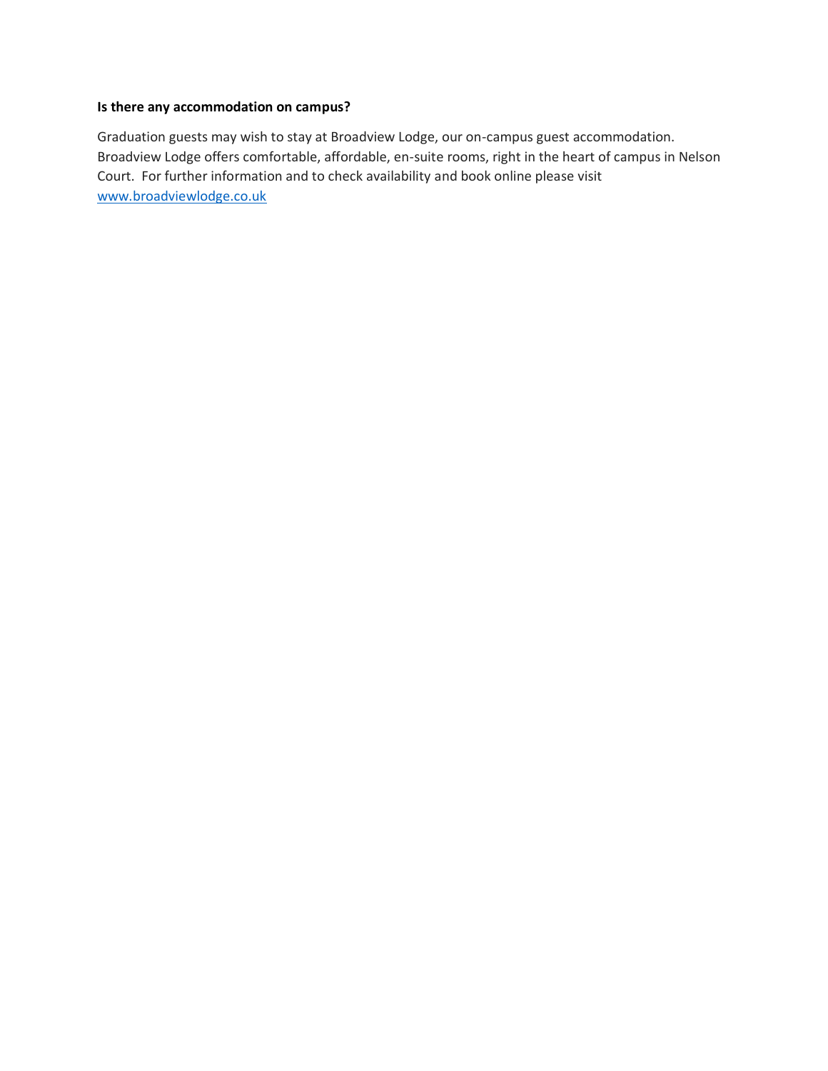**Is there any accommodation on campus?**

Graduation guests may wish to stay at Broadview Lodge, our on-campus guest accommodation. Broadview Lodge offers comfortable, affordable, en-suite rooms, right in the heart of campus in Nelson Court. For further information and to check availability and book online please visit [www.broadviewlodge.co.uk](http://www.broadviewlodge.co.uk)